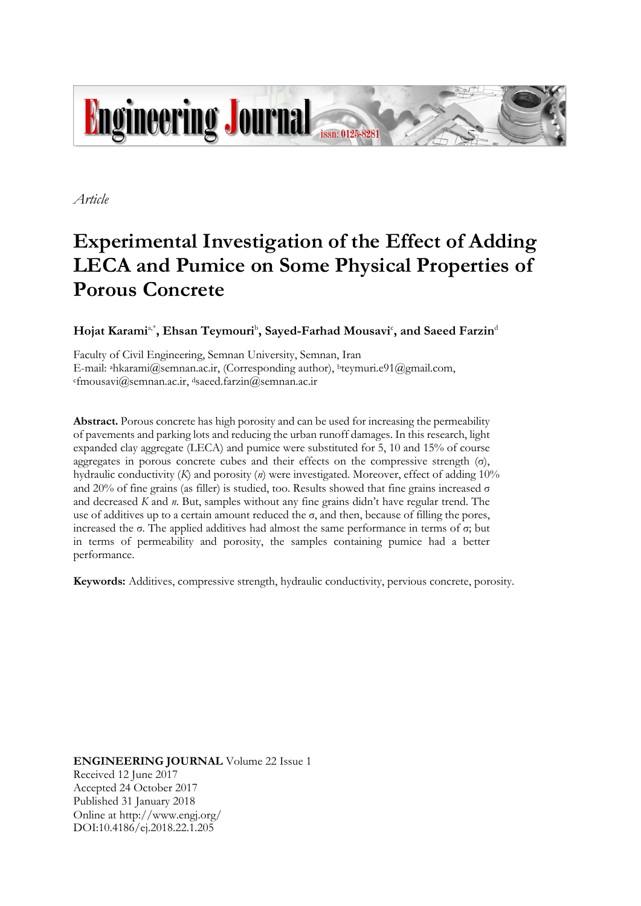*Article*

# Experimental Investigation of the Effect of Adding LECA and Pumice on Some Physical Properties of Porous Concrete

**Hojat Karami[a,*], Ehsan Teymouri[b], Sayed-Farhad Mousavi[c], and Saeed Farzin[d]**

Faculty of Civil Engineering, Semnan University, Semnan, Iran
E-mail: [a]hkarami@semnan.ac.ir, (Corresponding author), [b]teymuri.e91@gmail.com, [c]fmousavi@semnan.ac.ir, [d]saeed.farzin@semnan.ac.ir

**Abstract.** Porous concrete has high porosity and can be used for increasing the permeability of pavements and parking lots and reducing the urban runoff damages. In this research, light expanded clay aggregate (LECA) and pumice were substituted for 5, 10 and 15% of course aggregates in porous concrete cubes and their effects on the compressive strength ($\sigma$), hydraulic conductivity ($K$) and porosity ($n$) were investigated. Moreover, effect of adding 10% and 20% of fine grains (as filler) is studied, too. Results showed that fine grains increased $\sigma$ and decreased $K$ and $n$. But, samples without any fine grains didn't have regular trend. The use of additives up to a certain amount reduced the $\sigma$, and then, because of filling the pores, increased the $\sigma$. The applied additives had almost the same performance in terms of $\sigma$; but in terms of permeability and porosity, the samples containing pumice had a better performance.

**Keywords:** Additives, compressive strength, hydraulic conductivity, pervious concrete, porosity.

**ENGINEERING JOURNAL** Volume 22 Issue 1
Received 12 June 2017
Accepted 24 October 2017
Published 31 January 2018
Online at http://www.engj.org/
DOI:10.4186/ej.2018.22.1.205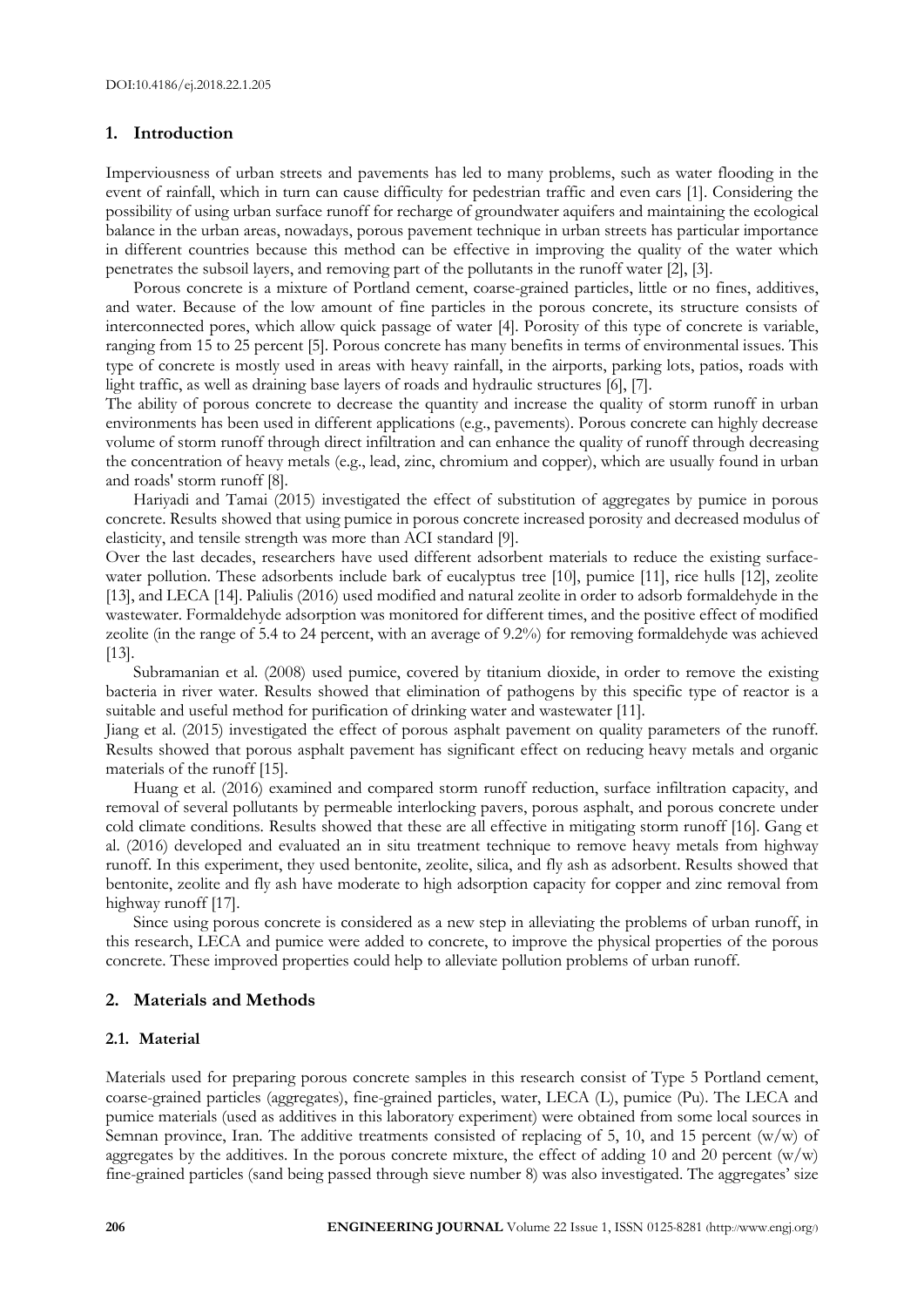## 1. Introduction

Imperviousness of urban streets and pavements has led to many problems, such as water flooding in the event of rainfall, which in turn can cause difficulty for pedestrian traffic and even cars [1]. Considering the possibility of using urban surface runoff for recharge of groundwater aquifers and maintaining the ecological balance in the urban areas, nowadays, porous pavement technique in urban streets has particular importance in different countries because this method can be effective in improving the quality of the water which penetrates the subsoil layers, and removing part of the pollutants in the runoff water [2], [3].

Porous concrete is a mixture of Portland cement, coarse-grained particles, little or no fines, additives, and water. Because of the low amount of fine particles in the porous concrete, its structure consists of interconnected pores, which allow quick passage of water [4]. Porosity of this type of concrete is variable, ranging from 15 to 25 percent [5]. Porous concrete has many benefits in terms of environmental issues. This type of concrete is mostly used in areas with heavy rainfall, in the airports, parking lots, patios, roads with light traffic, as well as draining base layers of roads and hydraulic structures [6], [7].

The ability of porous concrete to decrease the quantity and increase the quality of storm runoff in urban environments has been used in different applications (e.g., pavements). Porous concrete can highly decrease volume of storm runoff through direct infiltration and can enhance the quality of runoff through decreasing the concentration of heavy metals (e.g., lead, zinc, chromium and copper), which are usually found in urban and roads' storm runoff [8].

Hariyadi and Tamai (2015) investigated the effect of substitution of aggregates by pumice in porous concrete. Results showed that using pumice in porous concrete increased porosity and decreased modulus of elasticity, and tensile strength was more than ACI standard [9].

Over the last decades, researchers have used different adsorbent materials to reduce the existing surface-water pollution. These adsorbents include bark of eucalyptus tree [10], pumice [11], rice hulls [12], zeolite [13], and LECA [14]. Paliulis (2016) used modified and natural zeolite in order to adsorb formaldehyde in the wastewater. Formaldehyde adsorption was monitored for different times, and the positive effect of modified zeolite (in the range of 5.4 to 24 percent, with an average of 9.2%) for removing formaldehyde was achieved [13].

Subramanian et al. (2008) used pumice, covered by titanium dioxide, in order to remove the existing bacteria in river water. Results showed that elimination of pathogens by this specific type of reactor is a suitable and useful method for purification of drinking water and wastewater [11].

Jiang et al. (2015) investigated the effect of porous asphalt pavement on quality parameters of the runoff. Results showed that porous asphalt pavement has significant effect on reducing heavy metals and organic materials of the runoff [15].

Huang et al. (2016) examined and compared storm runoff reduction, surface infiltration capacity, and removal of several pollutants by permeable interlocking pavers, porous asphalt, and porous concrete under cold climate conditions. Results showed that these are all effective in mitigating storm runoff [16]. Gang et al. (2016) developed and evaluated an in situ treatment technique to remove heavy metals from highway runoff. In this experiment, they used bentonite, zeolite, silica, and fly ash as adsorbent. Results showed that bentonite, zeolite and fly ash have moderate to high adsorption capacity for copper and zinc removal from highway runoff [17].

Since using porous concrete is considered as a new step in alleviating the problems of urban runoff, in this research, LECA and pumice were added to concrete, to improve the physical properties of the porous concrete. These improved properties could help to alleviate pollution problems of urban runoff.

## 2. Materials and Methods

### 2.1. Material

Materials used for preparing porous concrete samples in this research consist of Type 5 Portland cement, coarse-grained particles (aggregates), fine-grained particles, water, LECA (L), pumice (Pu). The LECA and pumice materials (used as additives in this laboratory experiment) were obtained from some local sources in Semnan province, Iran. The additive treatments consisted of replacing of 5, 10, and 15 percent (w/w) of aggregates by the additives. In the porous concrete mixture, the effect of adding 10 and 20 percent (w/w) fine-grained particles (sand being passed through sieve number 8) was also investigated. The aggregates' size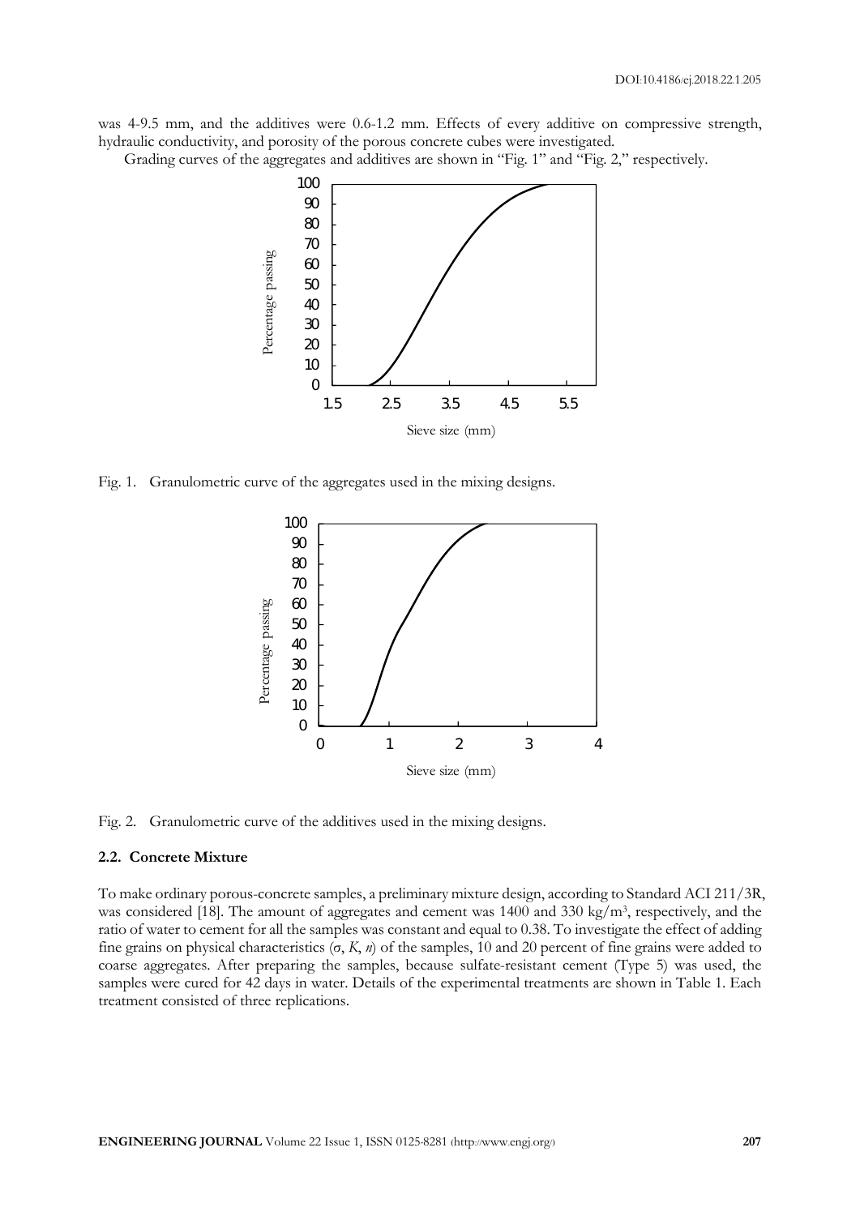was 4-9.5 mm, and the additives were 0.6-1.2 mm. Effects of every additive on compressive strength, hydraulic conductivity, and porosity of the porous concrete cubes were investigated.

Grading curves of the aggregates and additives are shown in "Fig. 1" and "Fig. 2," respectively.

Percentage passing
100
90
80
70
60
50
40
30
20
10
0
1.5
2.5
3.5
4.5
5.5
Sieve size (mm)

Fig. 1. Granulometric curve of the aggregates used in the mixing designs.

Percentage passing
100
90
80
70
60
50
40
30
20
10
0
0
1
2
3
4
Sieve size (mm)

Fig. 2. Granulometric curve of the additives used in the mixing designs.

### 2.2. Concrete Mixture

To make ordinary porous-concrete samples, a preliminary mixture design, according to Standard ACI 211/3R, was considered [18]. The amount of aggregates and cement was 1400 and 330 kg/m$^3$, respectively, and the ratio of water to cement for all the samples was constant and equal to 0.38. To investigate the effect of adding fine grains on physical characteristics ($\sigma$, $K$, $n$) of the samples, 10 and 20 percent of fine grains were added to coarse aggregates. After preparing the samples, because sulfate-resistant cement (Type 5) was used, the samples were cured for 42 days in water. Details of the experimental treatments are shown in Table 1. Each treatment consisted of three replications.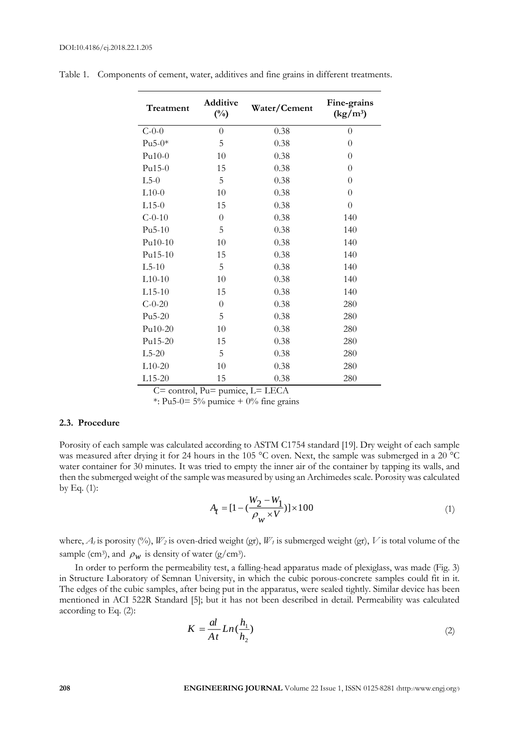Table 1. Components of cement, water, additives and fine grains in different treatments.

| Treatment | Additive (%) | Water/Cement | Fine-grains (kg/m³) |
|---|---|---|---|
| C-0-0 | 0 | 0.38 | 0 |
| Pu5-0* | 5 | 0.38 | 0 |
| Pu10-0 | 10 | 0.38 | 0 |
| Pu15-0 | 15 | 0.38 | 0 |
| L5-0 | 5 | 0.38 | 0 |
| L10-0 | 10 | 0.38 | 0 |
| L15-0 | 15 | 0.38 | 0 |
| C-0-10 | 0 | 0.38 | 140 |
| Pu5-10 | 5 | 0.38 | 140 |
| Pu10-10 | 10 | 0.38 | 140 |
| Pu15-10 | 15 | 0.38 | 140 |
| L5-10 | 5 | 0.38 | 140 |
| L10-10 | 10 | 0.38 | 140 |
| L15-10 | 15 | 0.38 | 140 |
| C-0-20 | 0 | 0.38 | 280 |
| Pu5-20 | 5 | 0.38 | 280 |
| Pu10-20 | 10 | 0.38 | 280 |
| Pu15-20 | 15 | 0.38 | 280 |
| L5-20 | 5 | 0.38 | 280 |
| L10-20 | 10 | 0.38 | 280 |
| L15-20 | 15 | 0.38 | 280 |

C= control, Pu= pumice, L= LECA

*: Pu5-0= 5% pumice + 0% fine grains

### 2.3. Procedure

Porosity of each sample was calculated according to ASTM C1754 standard [19]. Dry weight of each sample was measured after drying it for 24 hours in the 105 °C oven. Next, the sample was submerged in a 20 °C water container for 30 minutes. It was tried to empty the inner air of the container by tapping its walls, and then the submerged weight of the sample was measured by using an Archimedes scale. Porosity was calculated by Eq. (1):

$$A_t = [1 - (\frac{W_2 - W_1}{\rho_w \times V})] \times 100 \quad (1)$$

where, $A_t$ is porosity (%), $W_2$ is oven-dried weight (gr), $W_1$ is submerged weight (gr), $V$ is total volume of the sample (cm³), and $\rho_w$ is density of water (g/cm³).

In order to perform the permeability test, a falling-head apparatus made of plexiglass, was made (Fig. 3) in Structure Laboratory of Semnan University, in which the cubic porous-concrete samples could fit in it. The edges of the cubic samples, after being put in the apparatus, were sealed tightly. Similar device has been mentioned in ACI 522R Standard [5]; but it has not been described in detail. Permeability was calculated according to Eq. (2):

$$K = \frac{al}{At} Ln(\frac{h_1}{h_2}) \quad (2)$$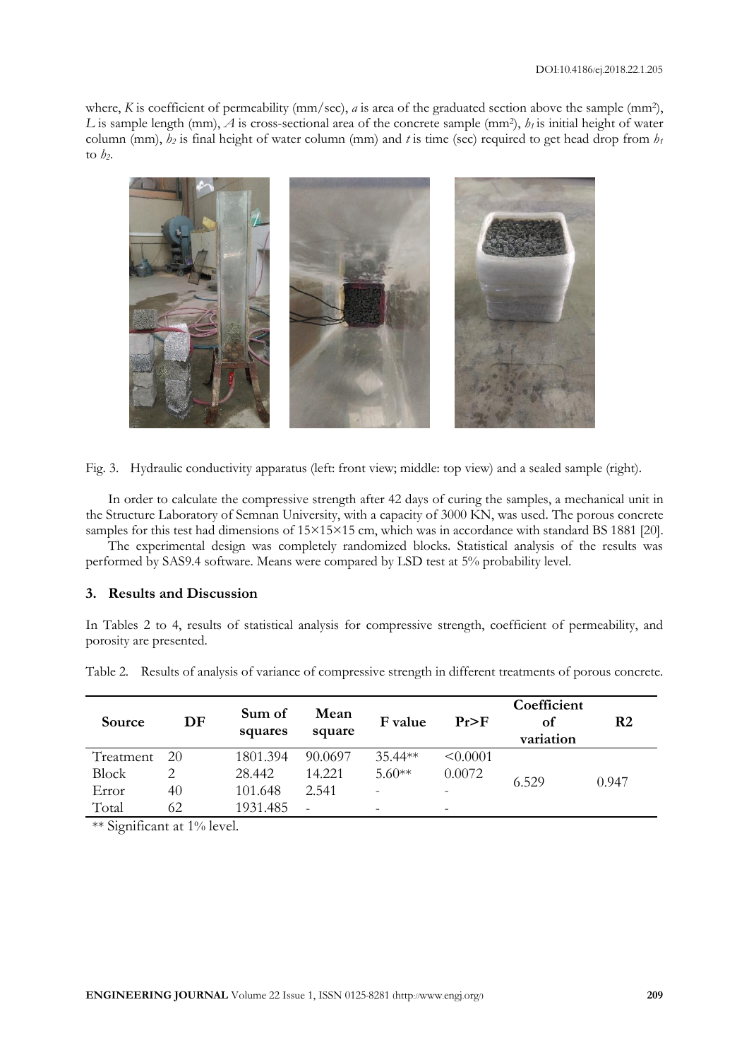where, $K$ is coefficient of permeability (mm/sec), $a$ is area of the graduated section above the sample (mm$^2$), $L$ is sample length (mm), $A$ is cross-sectional area of the concrete sample (mm$^2$), $h_1$ is initial height of water column (mm), $h_2$ is final height of water column (mm) and $t$ is time (sec) required to get head drop from $h_1$ to $h_2$.

Fig. 3. Hydraulic conductivity apparatus (left: front view; middle: top view) and a sealed sample (right).

In order to calculate the compressive strength after 42 days of curing the samples, a mechanical unit in the Structure Laboratory of Semnan University, with a capacity of 3000 KN, was used. The porous concrete samples for this test had dimensions of 15×15×15 cm, which was in accordance with standard BS 1881 [20].

The experimental design was completely randomized blocks. Statistical analysis of the results was performed by SAS9.4 software. Means were compared by LSD test at 5% probability level.

## 3. Results and Discussion

In Tables 2 to 4, results of statistical analysis for compressive strength, coefficient of permeability, and porosity are presented.

Table 2. Results of analysis of variance of compressive strength in different treatments of porous concrete.

| Source | DF | Sum of squares | Mean square | F value | Pr>F | Coefficient of variation | R2 |
|---|---|---|---|---|---|---|---|
| Treatment | 20 | 1801.394 | 90.0697 | 35.44** | <0.0001 | 6.529 | 0.947 |
| Block | 2 | 28.442 | 14.221 | 5.60** | 0.0072 | | |
| Error | 40 | 101.648 | 2.541 | - | - | | |
| Total | 62 | 1931.485 | - | - | - | | |

** Significant at 1% level.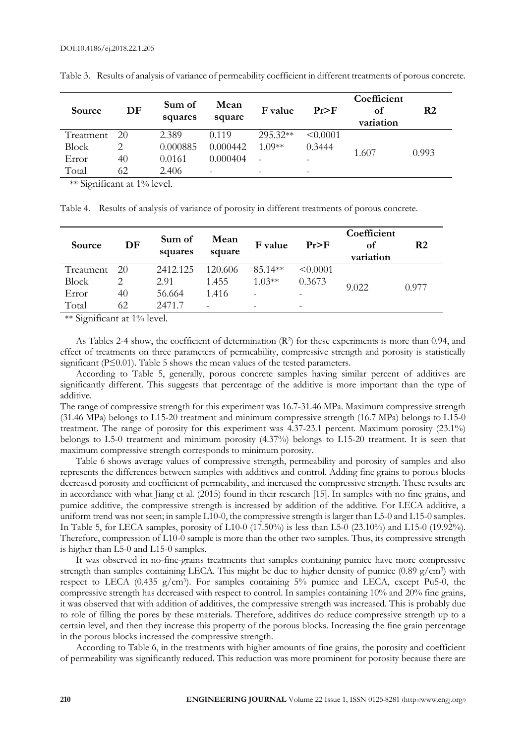Table 3. Results of analysis of variance of permeability coefficient in different treatments of porous concrete.

| Source | DF | Sum of squares | Mean square | F value | Pr>F | Coefficient of variation | R2 |
|---|---|---|---|---|---|---|---|
| Treatment | 20 | 2.389 | 0.119 | 295.32** | <0.0001 | 1.607 | 0.993 |
| Block | 2 | 0.000885 | 0.000442 | 1.09** | 0.3444 | | |
| Error | 40 | 0.0161 | 0.000404 | - | - | | |
| Total | 62 | 2.406 | - | - | - | | |

** Significant at 1% level.

Table 4. Results of analysis of variance of porosity in different treatments of porous concrete.

| Source | DF | Sum of squares | Mean square | F value | Pr>F | Coefficient of variation | R2 |
|---|---|---|---|---|---|---|---|
| Treatment | 20 | 2412.125 | 120.606 | 85.14** | <0.0001 | 9.022 | 0.977 |
| Block | 2 | 2.91 | 1.455 | 1.03** | 0.3673 | | |
| Error | 40 | 56.664 | 1.416 | - | - | | |
| Total | 62 | 2471.7 | - | - | - | | |

** Significant at 1% level.

As Tables 2-4 show, the coefficient of determination ($R^2$) for these experiments is more than 0.94, and effect of treatments on three parameters of permeability, compressive strength and porosity is statistically significant ($P \leq 0.01$). Table 5 shows the mean values of the tested parameters.

According to Table 5, generally, porous concrete samples having similar percent of additives are significantly different. This suggests that percentage of the additive is more important than the type of additive.

The range of compressive strength for this experiment was 16.7-31.46 MPa. Maximum compressive strength (31.46 MPa) belongs to L15-20 treatment and minimum compressive strength (16.7 MPa) belongs to L15-0 treatment. The range of porosity for this experiment was 4.37-23.1 percent. Maximum porosity (23.1%) belongs to L5-0 treatment and minimum porosity (4.37%) belongs to L15-20 treatment. It is seen that maximum compressive strength corresponds to minimum porosity.

Table 6 shows average values of compressive strength, permeability and porosity of samples and also represents the differences between samples with additives and control. Adding fine grains to porous blocks decreased porosity and coefficient of permeability, and increased the compressive strength. These results are in accordance with what Jiang et al. (2015) found in their research [15]. In samples with no fine grains, and pumice additive, the compressive strength is increased by addition of the additive. For LECA additive, a uniform trend was not seen; in sample L10-0, the compressive strength is larger than L5-0 and L15-0 samples. In Table 5, for LECA samples, porosity of L10-0 (17.50%) is less than L5-0 (23.10%) and L15-0 (19.92%). Therefore, compression of L10-0 sample is more than the other two samples. Thus, its compressive strength is higher than L5-0 and L15-0 samples.

It was observed in no-fine-grains treatments that samples containing pumice have more compressive strength than samples containing LECA. This might be due to higher density of pumice (0.89 $g/cm^3$) with respect to LECA (0.435 $g/cm^3$). For samples containing 5% pumice and LECA, except Pu5-0, the compressive strength has decreased with respect to control. In samples containing 10% and 20% fine grains, it was observed that with addition of additives, the compressive strength was increased. This is probably due to role of filling the pores by these materials. Therefore, additives do reduce compressive strength up to a certain level, and then they increase this property of the porous blocks. Increasing the fine grain percentage in the porous blocks increased the compressive strength.

According to Table 6, in the treatments with higher amounts of fine grains, the porosity and coefficient of permeability was significantly reduced. This reduction was more prominent for porosity because there are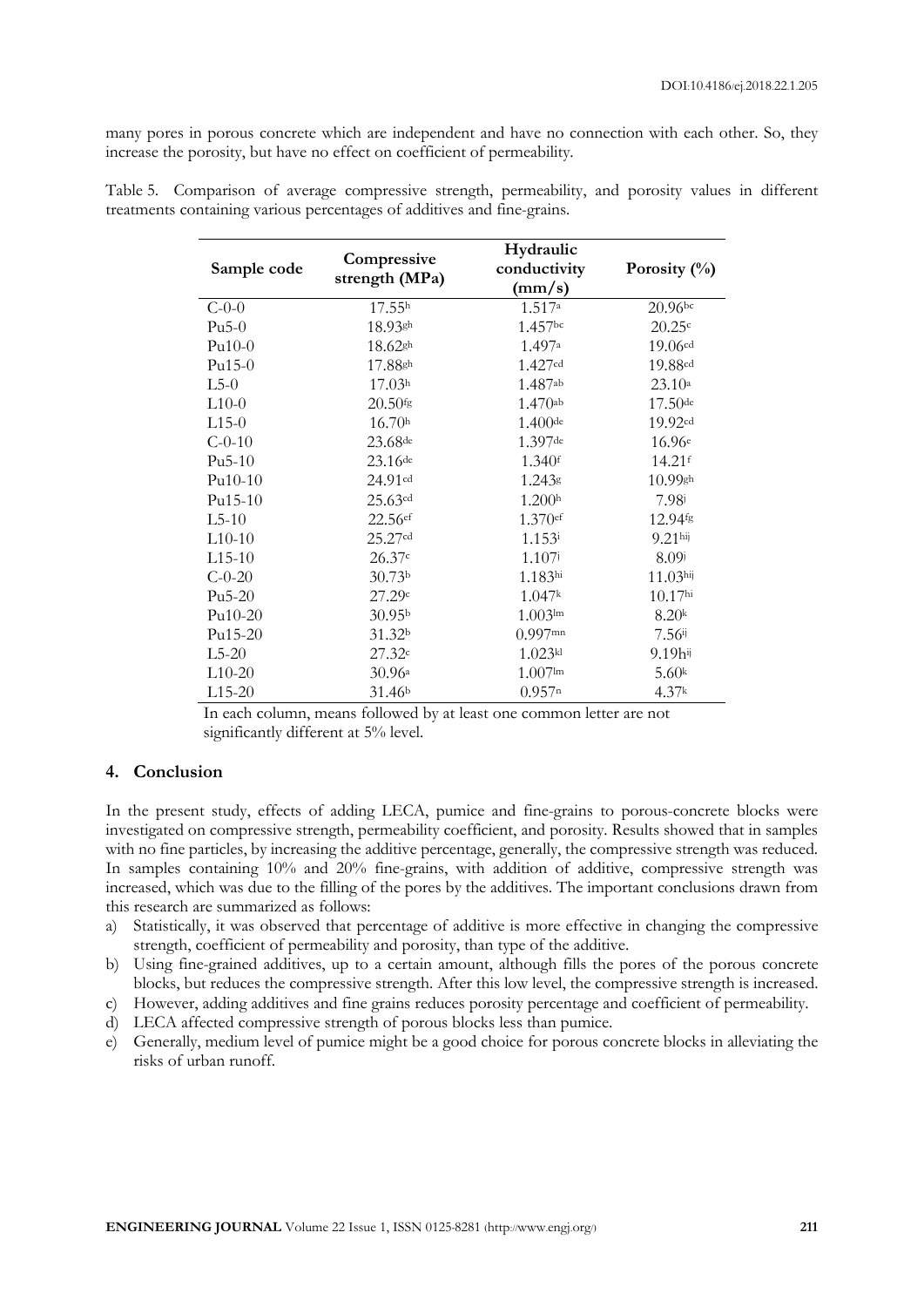many pores in porous concrete which are independent and have no connection with each other. So, they increase the porosity, but have no effect on coefficient of permeability.

Table 5. Comparison of average compressive strength, permeability, and porosity values in different treatments containing various percentages of additives and fine-grains.

| Sample code | Compressive strength (MPa) | Hydraulic conductivity (mm/s) | Porosity (%) |
|---|---|---|---|
| C-0-0 | 17.55[h] | 1.517[a] | 20.96[bc] |
| Pu5-0 | 18.93[gh] | 1.457[bc] | 20.25[c] |
| Pu10-0 | 18.62[gh] | 1.497[a] | 19.06[cd] |
| Pu15-0 | 17.88[gh] | 1.427[cd] | 19.88[cd] |
| L5-0 | 17.03[h] | 1.487[ab] | 23.10[a] |
| L10-0 | 20.50[fg] | 1.470[ab] | 17.50[de] |
| L15-0 | 16.70[h] | 1.400[de] | 19.92[cd] |
| C-0-10 | 23.68[de] | 1.397[de] | 16.96[e] |
| Pu5-10 | 23.16[de] | 1.340[f] | 14.21[f] |
| Pu10-10 | 24.91[cd] | 1.243[g] | 10.99[gh] |
| Pu15-10 | 25.63[cd] | 1.200[h] | 7.98[j] |
| L5-10 | 22.56[ef] | 1.370[ef] | 12.94[fg] |
| L10-10 | 25.27[cd] | 1.153[i] | 9.21[hij] |
| L15-10 | 26.37[c] | 1.107[j] | 8.09[j] |
| C-0-20 | 30.73[b] | 1.183[hi] | 11.03[hij] |
| Pu5-20 | 27.29[c] | 1.047[k] | 10.17[hi] |
| Pu10-20 | 30.95[b] | 1.003[lm] | 8.20[k] |
| Pu15-20 | 31.32[b] | 0.997[mn] | 7.56[ij] |
| L5-20 | 27.32[c] | 1.023[kl] | 9.19h[ij] |
| L10-20 | 30.96[a] | 1.007[lm] | 5.60[k] |
| L15-20 | 31.46[b] | 0.957[n] | 4.37[k] |

In each column, means followed by at least one common letter are not significantly different at 5% level.

## 4. Conclusion

In the present study, effects of adding LECA, pumice and fine-grains to porous-concrete blocks were investigated on compressive strength, permeability coefficient, and porosity. Results showed that in samples with no fine particles, by increasing the additive percentage, generally, the compressive strength was reduced. In samples containing 10% and 20% fine-grains, with addition of additive, compressive strength was increased, which was due to the filling of the pores by the additives. The important conclusions drawn from this research are summarized as follows:

a) Statistically, it was observed that percentage of additive is more effective in changing the compressive strength, coefficient of permeability and porosity, than type of the additive.
b) Using fine-grained additives, up to a certain amount, although fills the pores of the porous concrete blocks, but reduces the compressive strength. After this low level, the compressive strength is increased.
c) However, adding additives and fine grains reduces porosity percentage and coefficient of permeability.
d) LECA affected compressive strength of porous blocks less than pumice.
e) Generally, medium level of pumice might be a good choice for porous concrete blocks in alleviating the risks of urban runoff.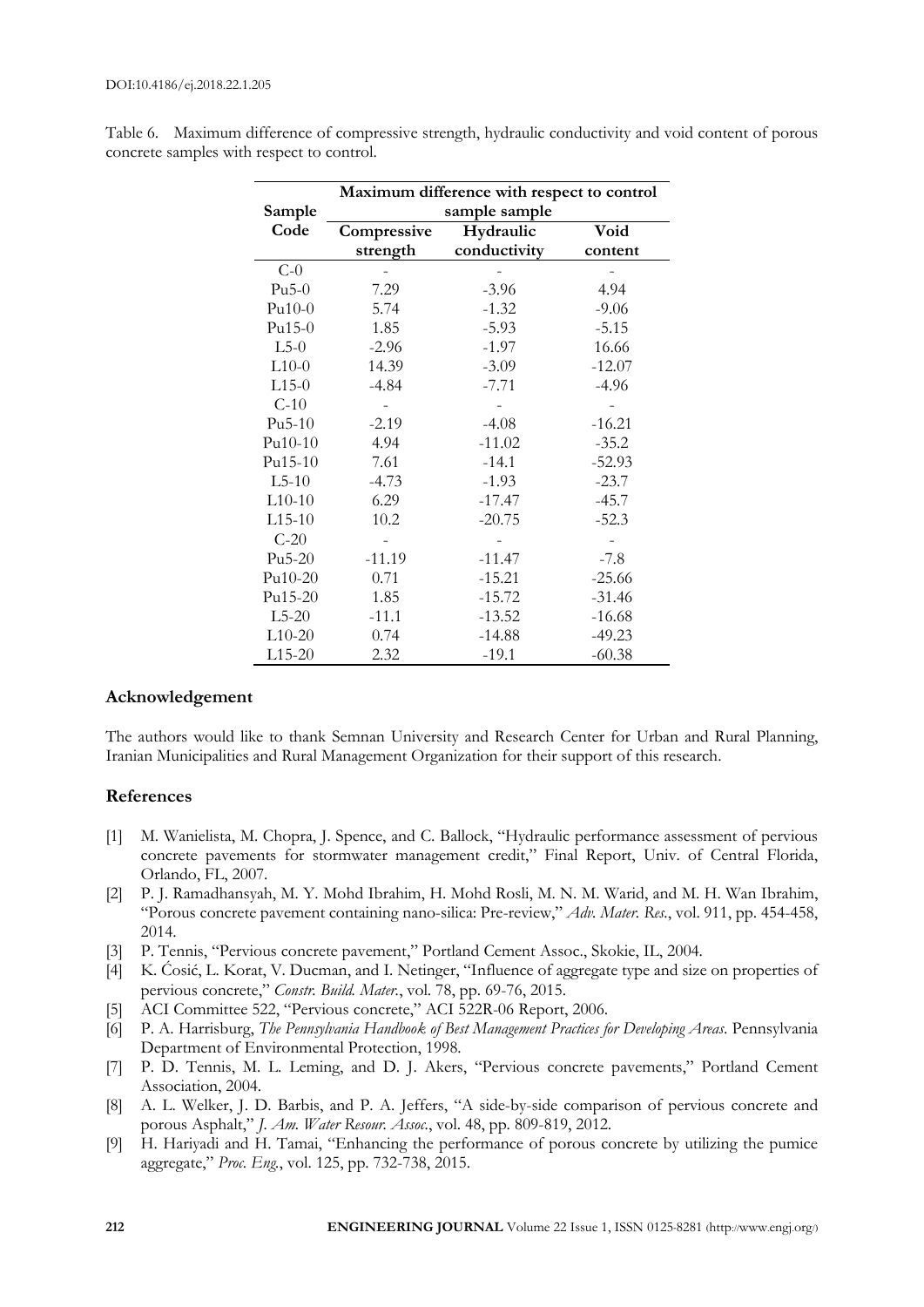Table 6. Maximum difference of compressive strength, hydraulic conductivity and void content of porous concrete samples with respect to control.

| Sample Code | Maximum difference with respect to control sample sample | | |
|---|---|---|---|
| | Compressive strength | Hydraulic conductivity | Void content |
| C-0 | - | - | - |
| Pu5-0 | 7.29 | -3.96 | 4.94 |
| Pu10-0 | 5.74 | -1.32 | -9.06 |
| Pu15-0 | 1.85 | -5.93 | -5.15 |
| L5-0 | -2.96 | -1.97 | 16.66 |
| L10-0 | 14.39 | -3.09 | -12.07 |
| L15-0 | -4.84 | -7.71 | -4.96 |
| C-10 | - | - | - |
| Pu5-10 | -2.19 | -4.08 | -16.21 |
| Pu10-10 | 4.94 | -11.02 | -35.2 |
| Pu15-10 | 7.61 | -14.1 | -52.93 |
| L5-10 | -4.73 | -1.93 | -23.7 |
| L10-10 | 6.29 | -17.47 | -45.7 |
| L15-10 | 10.2 | -20.75 | -52.3 |
| C-20 | - | - | - |
| Pu5-20 | -11.19 | -11.47 | -7.8 |
| Pu10-20 | 0.71 | -15.21 | -25.66 |
| Pu15-20 | 1.85 | -15.72 | -31.46 |
| L5-20 | -11.1 | -13.52 | -16.68 |
| L10-20 | 0.74 | -14.88 | -49.23 |
| L15-20 | 2.32 | -19.1 | -60.38 |

## Acknowledgement

The authors would like to thank Semnan University and Research Center for Urban and Rural Planning, Iranian Municipalities and Rural Management Organization for their support of this research.

## References

[1] M. Wanielista, M. Chopra, J. Spence, and C. Ballock, "Hydraulic performance assessment of pervious concrete pavements for stormwater management credit," Final Report, Univ. of Central Florida, Orlando, FL, 2007.

[2] P. J. Ramadhansyah, M. Y. Mohd Ibrahim, H. Mohd Rosli, M. N. M. Warid, and M. H. Wan Ibrahim, "Porous concrete pavement containing nano-silica: Pre-review," *Adv. Mater. Res.*, vol. 911, pp. 454-458, 2014.

[3] P. Tennis, "Pervious concrete pavement," Portland Cement Assoc., Skokie, IL, 2004.

[4] K. Ćosić, L. Korat, V. Ducman, and I. Netinger, "Influence of aggregate type and size on properties of pervious concrete," *Constr. Build. Mater.*, vol. 78, pp. 69-76, 2015.

[5] ACI Committee 522, "Pervious concrete," ACI 522R-06 Report, 2006.

[6] P. A. Harrisburg, *The Pennsylvania Handbook of Best Management Practices for Developing Areas*. Pennsylvania Department of Environmental Protection, 1998.

[7] P. D. Tennis, M. L. Leming, and D. J. Akers, "Pervious concrete pavements," Portland Cement Association, 2004.

[8] A. L. Welker, J. D. Barbis, and P. A. Jeffers, "A side-by-side comparison of pervious concrete and porous Asphalt," *J. Am. Water Resour. Assoc.*, vol. 48, pp. 809-819, 2012.

[9] H. Hariyadi and H. Tamai, "Enhancing the performance of porous concrete by utilizing the pumice aggregate," *Proc. Eng.*, vol. 125, pp. 732-738, 2015.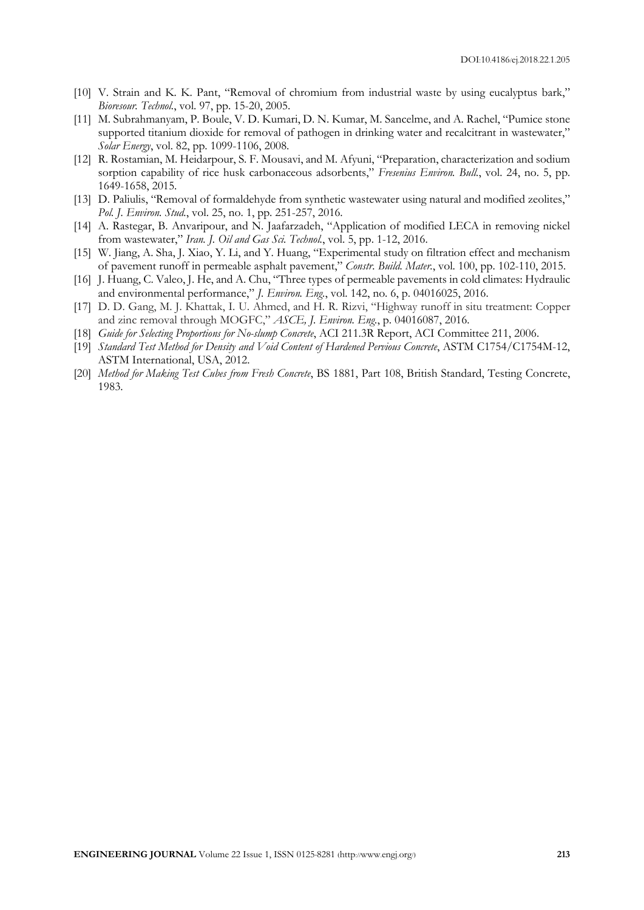[10] V. Strain and K. K. Pant, "Removal of chromium from industrial waste by using eucalyptus bark," *Bioresour. Technol.*, vol. 97, pp. 15-20, 2005.

[11] M. Subrahmanyam, P. Boule, V. D. Kumari, D. N. Kumar, M. Sancelme, and A. Rachel, "Pumice stone supported titanium dioxide for removal of pathogen in drinking water and recalcitrant in wastewater," *Solar Energy*, vol. 82, pp. 1099-1106, 2008.

[12] R. Rostamian, M. Heidarpour, S. F. Mousavi, and M. Afyuni, "Preparation, characterization and sodium sorption capability of rice husk carbonaceous adsorbents," *Fresenius Environ. Bull.*, vol. 24, no. 5, pp. 1649-1658, 2015.

[13] D. Paliulis, "Removal of formaldehyde from synthetic wastewater using natural and modified zeolites," *Pol. J. Environ. Stud.*, vol. 25, no. 1, pp. 251-257, 2016.

[14] A. Rastegar, B. Anvaripour, and N. Jaafarzadeh, "Application of modified LECA in removing nickel from wastewater," *Iran. J. Oil and Gas Sci. Technol.*, vol. 5, pp. 1-12, 2016.

[15] W. Jiang, A. Sha, J. Xiao, Y. Li, and Y. Huang, "Experimental study on filtration effect and mechanism of pavement runoff in permeable asphalt pavement," *Constr. Build. Mater.*, vol. 100, pp. 102-110, 2015.

[16] J. Huang, C. Valeo, J. He, and A. Chu, "Three types of permeable pavements in cold climates: Hydraulic and environmental performance," *J. Environ. Eng.*, vol. 142, no. 6, p. 04016025, 2016.

[17] D. D. Gang, M. J. Khattak, I. U. Ahmed, and H. R. Rizvi, "Highway runoff in situ treatment: Copper and zinc removal through MOGFC," *ASCE, J. Environ. Eng.*, p. 04016087, 2016.

[18] *Guide for Selecting Proportions for No-slump Concrete*, ACI 211.3R Report, ACI Committee 211, 2006.

[19] *Standard Test Method for Density and Void Content of Hardened Pervious Concrete*, ASTM C1754/C1754M-12, ASTM International, USA, 2012.

[20] *Method for Making Test Cubes from Fresh Concrete*, BS 1881, Part 108, British Standard, Testing Concrete, 1983.